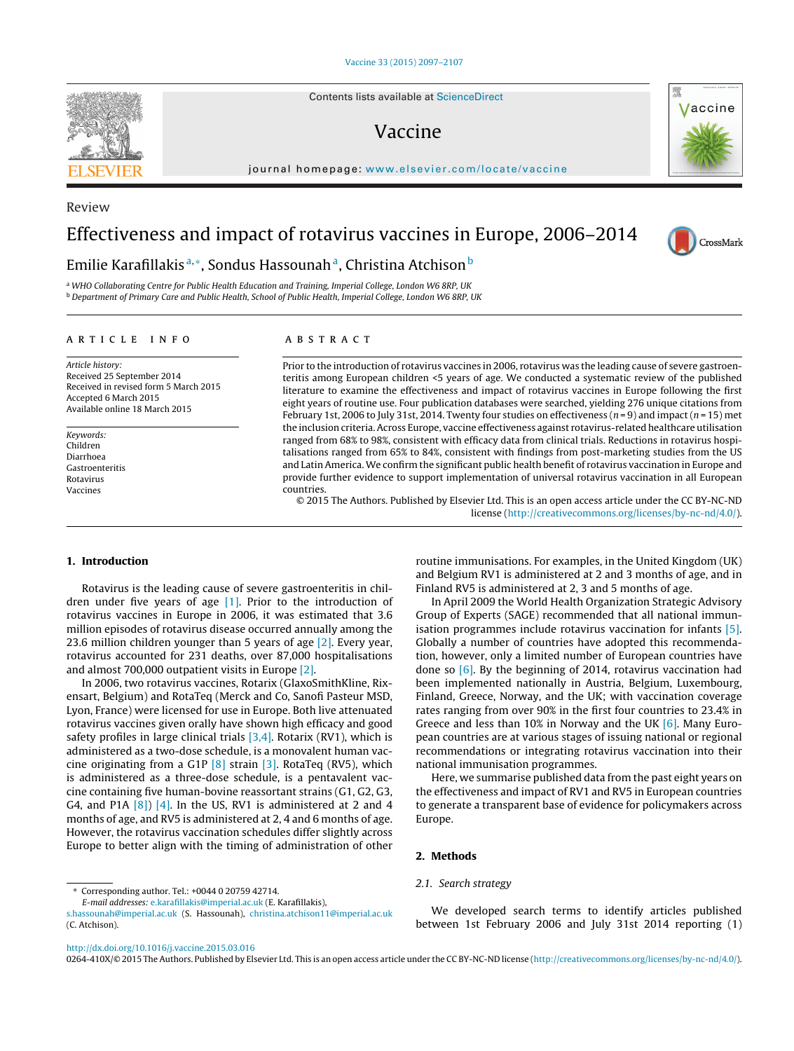Review

# Effectiveness and impact of rotavirus vaccines in Europe, 2006–2014

Emilie Karafillakis [a,*], Sondus Hassounah [a], Christina Atchison [b]

[a] WHO Collaborating Centre for Public Health Education and Training, Imperial College, London W6 8RP, UK
[b] Department of Primary Care and Public Health, School of Public Health, Imperial College, London W6 8RP, UK

**ARTICLE INFO**

*Article history:*
Received 25 September 2014
Received in revised form 5 March 2015
Accepted 6 March 2015
Available online 18 March 2015

*Keywords:*
Children
Diarrhoea
Gastroenteritis
Rotavirus
Vaccines

**ABSTRACT**

Prior to the introduction of rotavirus vaccines in 2006, rotavirus was the leading cause of severe gastroenteritis among European children <5 years of age. We conducted a systematic review of the published literature to examine the effectiveness and impact of rotavirus vaccines in Europe following the first eight years of routine use. Four publication databases were searched, yielding 276 unique citations from February 1st, 2006 to July 31st, 2014. Twenty four studies on effectiveness ($n = 9$) and impact ($n = 15$) met the inclusion criteria. Across Europe, vaccine effectiveness against rotavirus-related healthcare utilisation ranged from 68% to 98%, consistent with efficacy data from clinical trials. Reductions in rotavirus hospitalisations ranged from 65% to 84%, consistent with findings from post-marketing studies from the US and Latin America. We confirm the significant public health benefit of rotavirus vaccination in Europe and provide further evidence to support implementation of universal rotavirus vaccination in all European countries.

© 2015 The Authors. Published by Elsevier Ltd. This is an open access article under the CC BY-NC-ND license (http://creativecommons.org/licenses/by-nc-nd/4.0/).

## 1. Introduction

Rotavirus is the leading cause of severe gastroenteritis in children under five years of age [1]. Prior to the introduction of rotavirus vaccines in Europe in 2006, it was estimated that 3.6 million episodes of rotavirus disease occurred annually among the 23.6 million children younger than 5 years of age [2]. Every year, rotavirus accounted for 231 deaths, over 87,000 hospitalisations and almost 700,000 outpatient visits in Europe [2].

In 2006, two rotavirus vaccines, Rotarix (GlaxoSmithKline, Rixensart, Belgium) and RotaTeq (Merck and Co, Sanofi Pasteur MSD, Lyon, France) were licensed for use in Europe. Both live attenuated rotavirus vaccines given orally have shown high efficacy and good safety profiles in large clinical trials [3,4]. Rotarix (RV1), which is administered as a two-dose schedule, is a monovalent human vaccine originating from a G1P [8] strain [3]. RotaTeq (RV5), which is administered as a three-dose schedule, is a pentavalent vaccine containing five human-bovine reassortant strains (G1, G2, G3, G4, and P1A [8]) [4]. In the US, RV1 is administered at 2 and 4 months of age, and RV5 is administered at 2, 4 and 6 months of age. However, the rotavirus vaccination schedules differ slightly across Europe to better align with the timing of administration of other routine immunisations. For examples, in the United Kingdom (UK) and Belgium RV1 is administered at 2 and 3 months of age, and in Finland RV5 is administered at 2, 3 and 5 months of age.

In April 2009 the World Health Organization Strategic Advisory Group of Experts (SAGE) recommended that all national immunisation programmes include rotavirus vaccination for infants [5]. Globally a number of countries have adopted this recommendation, however, only a limited number of European countries have done so [6]. By the beginning of 2014, rotavirus vaccination had been implemented nationally in Austria, Belgium, Luxembourg, Finland, Greece, Norway, and the UK; with vaccination coverage rates ranging from over 90% in the first four countries to 23.4% in Greece and less than 10% in Norway and the UK [6]. Many European countries are at various stages of issuing national or regional recommendations or integrating rotavirus vaccination into their national immunisation programmes.

Here, we summarise published data from the past eight years on the effectiveness and impact of RV1 and RV5 in European countries to generate a transparent base of evidence for policymakers across Europe.

## 2. Methods

### 2.1. Search strategy

We developed search terms to identify articles published between 1st February 2006 and July 31st 2014 reporting (1)

* Corresponding author. Tel.: +0044 0 20759 42714.
*E-mail addresses:* e.karafillakis@imperial.ac.uk (E. Karafillakis), s.hassounah@imperial.ac.uk (S. Hassounah), christina.atchison11@imperial.ac.uk (C. Atchison).

http://dx.doi.org/10.1016/j.vaccine.2015.03.016
0264-410X/© 2015 The Authors. Published by Elsevier Ltd. This is an open access article under the CC BY-NC-ND license (http://creativecommons.org/licenses/by-nc-nd/4.0/).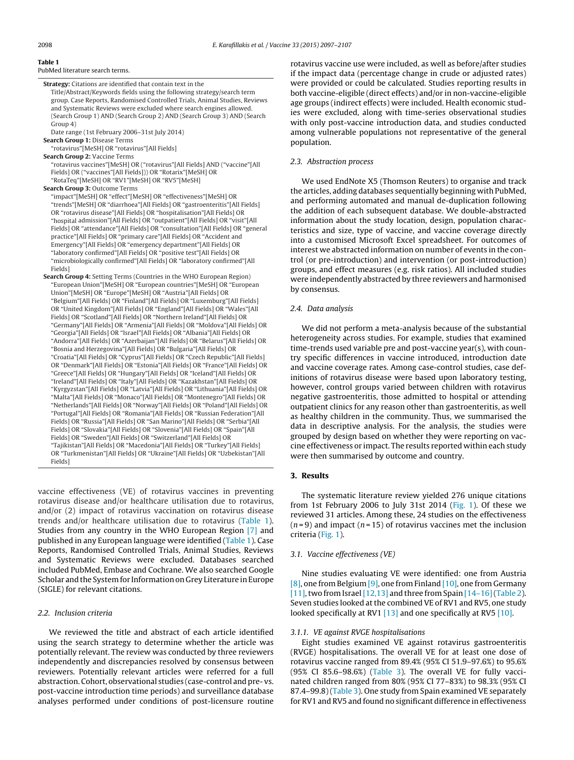**Table 1**
PubMed literature search terms.

**Strategy:** Citations are identified that contain text in the Title/Abstract/Keywords fields using the following strategy/search term group. Case Reports, Randomised Controlled Trials, Animal Studies, Reviews and Systematic Reviews were excluded where search engines allowed. (Search Group 1) AND (Search Group 2) AND (Search Group 3) AND (Search Group 4)
Date range (1st February 2006–31st July 2014)

**Search Group 1:** Disease Terms
"rotavirus"[MeSH] OR "rotavirus"[All Fields]

**Search Group 2:** Vaccine Terms
"rotavirus vaccines"[MeSH] OR ("rotavirus"[All Fields] AND ("vaccine"[All Fields] OR ("vaccines"[All Fields])) OR "Rotarix"[MeSH] OR "RotaTeq"[MeSH] OR "RV1"[MeSH] OR "RV5"[MeSH]

**Search Group 3:** Outcome Terms
"impact"[MeSH] OR "effect"[MeSH] OR "effectiveness"[MeSH] OR "trends"[MeSH] OR "diarrhoea"[All Fields] OR "gastroenteritis"[All Fields] OR "rotavirus disease"[All Fields] OR "hospitalisation"[All Fields] OR "hospital admission"[All Fields] OR "outpatient"[All Fields] OR "visit"[All Fields] OR "attendance"[All Fields] OR "consultation"[All Fields] OR "general practice"[All Fields] OR "primary care"[All Fields] OR "Accident and Emergency"[All Fields] OR "emergency department"[All Fields] OR "laboratory confirmed"[All Fields] OR "positive test"[All Fields] OR "microbiologically confirmed"[All Fields] OR "laboratory confirmed"[All Fields]

**Search Group 4:** Setting Terms (Countries in the WHO European Region)
"European Union"[MeSH] OR "European countries"[MeSH] OR "European Union"[MeSH] OR "Europe"[MeSH] OR "Austria"[All Fields] OR "Belgium"[All Fields] OR "Finland"[All Fields] OR "Luxemburg"[All Fields] OR "United Kingdom"[All Fields] OR "England"[All Fields] OR "Wales"[All Fields] OR "Scotland"[All Fields] OR "Northern Ireland"[All Fields] OR "Germany"[All Fields] OR "Armenia"[All Fields] OR "Moldova"[All Fields] OR "Georgia"[All Fields] OR "Israel"[All Fields] OR "Albania"[All Fields] OR "Andorra"[All Fields] OR "Azerbaijan"[All Fields] OR "Belarus"[All Fields] OR "Bosnia and Herzegovina"[All Fields] OR "Bulgaria"[All Fields] OR "Croatia"[All Fields] OR "Cyprus"[All Fields] OR "Czech Republic"[All Fields] OR "Denmark"[All Fields] OR "Estonia"[All Fields] OR "France"[All Fields] OR "Greece"[All Fields] OR "Hungary"[All Fields] OR "Iceland"[All Fields] OR "Ireland"[All Fields] OR "Italy"[All Fields] OR "Kazakhstan"[All Fields] OR "Kyrgyzstan"[All Fields] OR "Latvia"[All Fields] OR "Lithuania"[All Fields] OR "Malta"[All Fields] OR "Monaco"[All Fields] OR "Montenegro"[All Fields] OR "Netherlands"[All Fields] OR "Norway"[All Fields] OR "Poland"[All Fields] OR "Portugal"[All Fields] OR "Romania"[All Fields] OR "Russian Federation"[All Fields] OR "Russia"[All Fields] OR "San Marino"[All Fields] OR "Serbia"[All Fields] OR "Slovakia"[All Fields] OR "Slovenia"[All Fields] OR "Spain"[All Fields] OR "Sweden"[All Fields] OR "Switzerland"[All Fields] OR "Tajikistan"[All Fields] OR "Macedonia"[All Fields] OR "Turkey"[All Fields] OR "Turkmenistan"[All Fields] OR "Ukraine"[All Fields] OR "Uzbekistan"[All Fields]

vaccine effectiveness (VE) of rotavirus vaccines in preventing rotavirus disease and/or healthcare utilisation due to rotavirus, and/or (2) impact of rotavirus vaccination on rotavirus disease trends and/or healthcare utilisation due to rotavirus (Table 1). Studies from any country in the WHO European Region [7] and published in any European language were identified (Table 1). Case Reports, Randomised Controlled Trials, Animal Studies, Reviews and Systematic Reviews were excluded. Databases searched included PubMed, Embase and Cochrane. We also searched Google Scholar and the System for Information on Grey Literature in Europe (SIGLE) for relevant citations.

### 2.2. Inclusion criteria

We reviewed the title and abstract of each article identified using the search strategy to determine whether the article was potentially relevant. The review was conducted by three reviewers independently and discrepancies resolved by consensus between reviewers. Potentially relevant articles were referred for a full abstraction. Cohort, observational studies (case-control and pre- vs. post-vaccine introduction time periods) and surveillance database analyses performed under conditions of post-licensure routine rotavirus vaccine use were included, as well as before/after studies if the impact data (percentage change in crude or adjusted rates) were provided or could be calculated. Studies reporting results in both vaccine-eligible (direct effects) and/or in non-vaccine-eligible age groups (indirect effects) were included. Health economic studies were excluded, along with time-series observational studies with only post-vaccine introduction data, and studies conducted among vulnerable populations not representative of the general population.

### 2.3. Abstraction process

We used EndNote X5 (Thomson Reuters) to organise and track the articles, adding databases sequentially beginning with PubMed, and performing automated and manual de-duplication following the addition of each subsequent database. We double-abstracted information about the study location, design, population characteristics and size, type of vaccine, and vaccine coverage directly into a customised Microsoft Excel spreadsheet. For outcomes of interest we abstracted information on number of events in the control (or pre-introduction) and intervention (or post-introduction) groups, and effect measures (e.g. risk ratios). All included studies were independently abstracted by three reviewers and harmonised by consensus.

### 2.4. Data analysis

We did not perform a meta-analysis because of the substantial heterogeneity across studies. For example, studies that examined time-trends used variable pre and post-vaccine year(s), with country specific differences in vaccine introduced, introduction date and vaccine coverage rates. Among case-control studies, case definitions of rotavirus disease were based upon laboratory testing, however, control groups varied between children with rotavirus negative gastroenteritis, those admitted to hospital or attending outpatient clinics for any reason other than gastroenteritis, as well as healthy children in the community. Thus, we summarised the data in descriptive analysis. For the analysis, the studies were grouped by design based on whether they were reporting on vaccine effectiveness or impact. The results reported within each study were then summarised by outcome and country.

## 3. Results

The systematic literature review yielded 276 unique citations from 1st February 2006 to July 31st 2014 (Fig. 1). Of these we reviewed 31 articles. Among these, 24 studies on the effectiveness ($n = 9$) and impact ($n = 15$) of rotavirus vaccines met the inclusion criteria (Fig. 1).

### 3.1. Vaccine effectiveness (VE)

Nine studies evaluating VE were identified: one from Austria [8], one from Belgium [9], one from Finland [10], one from Germany [11], two from Israel [12,13] and three from Spain [14–16] (Table 2). Seven studies looked at the combined VE of RV1 and RV5, one study looked specifically at RV1 [13] and one specifically at RV5 [10].

#### 3.1.1. VE against RVGE hospitalisations

Eight studies examined VE against rotavirus gastroenteritis (RVGE) hospitalisations. The overall VE for at least one dose of rotavirus vaccine ranged from 89.4% (95% CI 51.9–97.6%) to 95.6% (95% CI 85.6–98.6%) (Table 3). The overall VE for fully vaccinated children ranged from 80% (95% CI 77–83%) to 98.3% (95% CI 87.4–99.8) (Table 3). One study from Spain examined VE separately for RV1 and RV5 and found no significant difference in effectiveness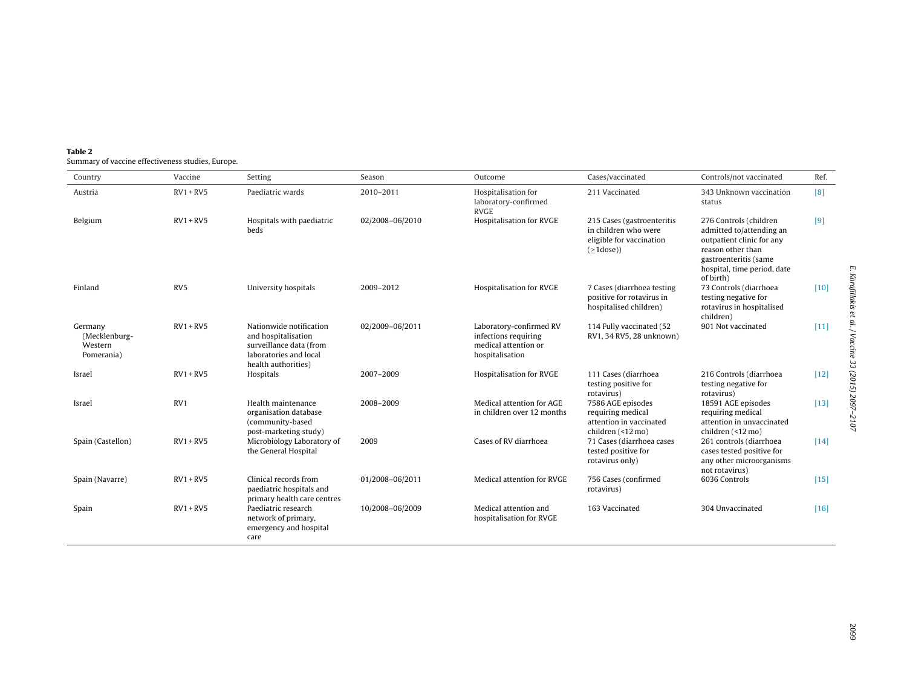**Table 2**
Summary of vaccine effectiveness studies, Europe.

| Country | Vaccine | Setting | Season | Outcome | Cases/vaccinated | Controls/not vaccinated | Ref. |
|---|---|---|---|---|---|---|---|
| Austria | RV1 + RV5 | Paediatric wards | 2010–2011 | Hospitalisation for laboratory-confirmed RVGE | 211 Vaccinated | 343 Unknown vaccination status | [8] |
| Belgium | RV1 + RV5 | Hospitals with paediatric beds | 02/2008–06/2010 | Hospitalisation for RVGE | 215 Cases (gastroenteritis in children who were eligible for vaccination (≥1dose)) | 276 Controls (children admitted to/attending an outpatient clinic for any reason other than gastroenteritis (same hospital, time period, date of birth) | [9] |
| Finland | RV5 | University hospitals | 2009–2012 | Hospitalisation for RVGE | 7 Cases (diarrhoea testing positive for rotavirus in hospitalised children) | 73 Controls (diarrhoea testing negative for rotavirus in hospitalised children) | [10] |
| Germany (Mecklenburg-Western Pomerania) | RV1 + RV5 | Nationwide notification and hospitalisation surveillance data (from laboratories and local health authorities) | 02/2009–06/2011 | Laboratory-confirmed RV infections requiring medical attention or hospitalisation | 114 Fully vaccinated (52 RV1, 34 RV5, 28 unknown) | 901 Not vaccinated | [11] |
| Israel | RV1 + RV5 | Hospitals | 2007–2009 | Hospitalisation for RVGE | 111 Cases (diarrhoea testing positive for rotavirus) | 216 Controls (diarrhoea testing negative for rotavirus) | [12] |
| Israel | RV1 | Health maintenance organisation database (community-based post-marketing study) | 2008–2009 | Medical attention for AGE in children over 12 months | 7586 AGE episodes requiring medical attention in vaccinated children (<12 mo) | 18591 AGE episodes requiring medical attention in unvaccinated children (<12 mo) | [13] |
| Spain (Castellon) | RV1 + RV5 | Microbiology Laboratory of the General Hospital | 2009 | Cases of RV diarrhoea | 71 Cases (diarrhoea cases tested positive for rotavirus only) | 261 controls (diarrhoea cases tested positive for any other microorganisms not rotavirus) | [14] |
| Spain (Navarre) | RV1 + RV5 | Clinical records from paediatric hospitals and primary health care centres | 01/2008–06/2011 | Medical attention for RVGE | 756 Cases (confirmed rotavirus) | 6036 Controls | [15] |
| Spain | RV1 + RV5 | Paediatric research network of primary, emergency and hospital care | 10/2008–06/2009 | Medical attention and hospitalisation for RVGE | 163 Vaccinated | 304 Unvaccinated | [16] |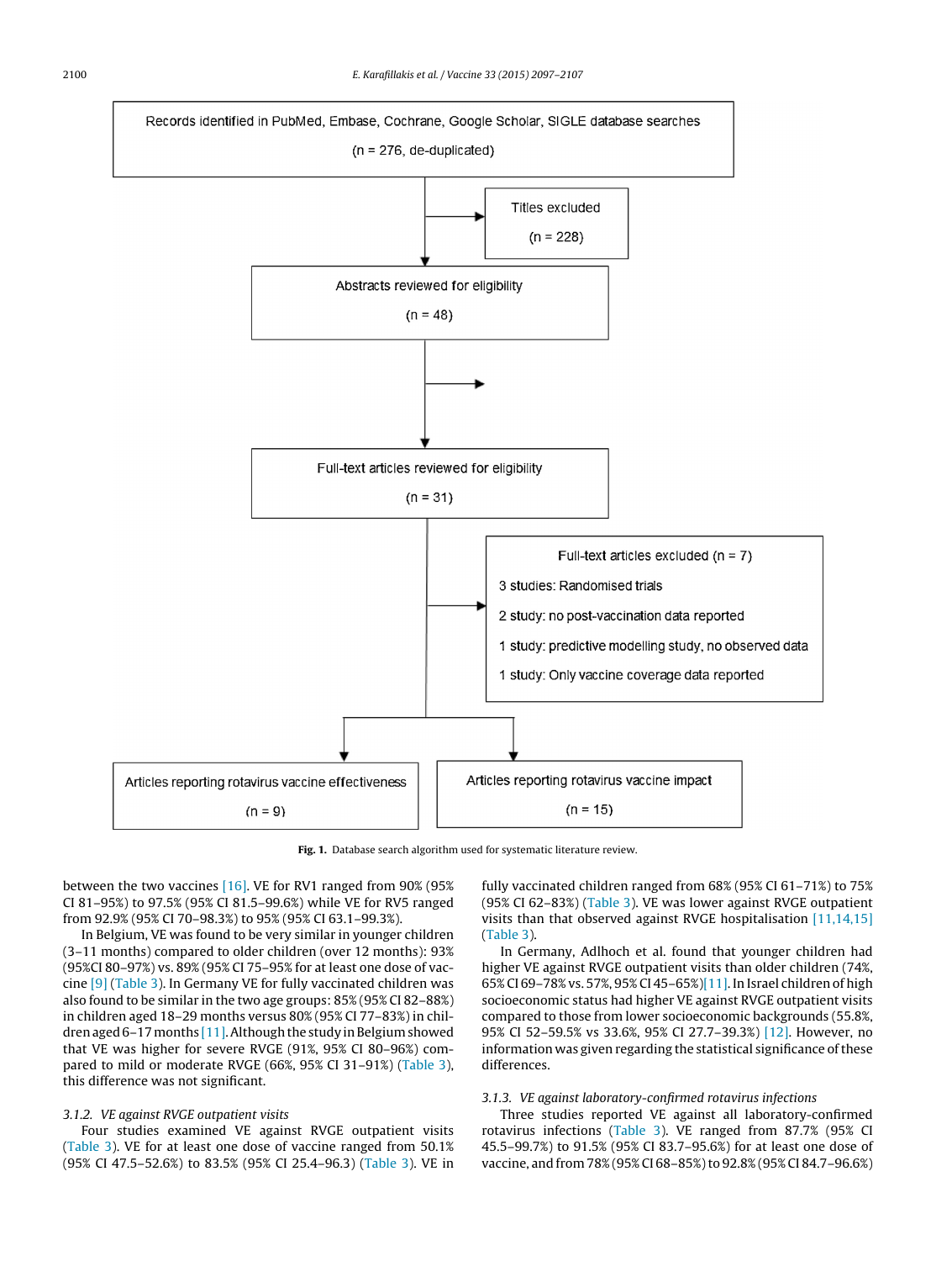Records identified in PubMed, Embase, Cochrane, Google Scholar, SIGLE database searches (n = 276, de-duplicated)

Titles excluded (n = 228)

Abstracts reviewed for eligibility (n = 48)

Full-text articles reviewed for eligibility (n = 31)

Full-text articles excluded (n = 7)

3 studies: Randomised trials

2 study: no post-vaccination data reported

1 study: predictive modelling study, no observed data

1 study: Only vaccine coverage data reported

Articles reporting rotavirus vaccine effectiveness (n = 9)

Articles reporting rotavirus vaccine impact (n = 15)

**Fig. 1.** Database search algorithm used for systematic literature review.

between the two vaccines [16]. VE for RV1 ranged from 90% (95% CI 81–95%) to 97.5% (95% CI 81.5–99.6%) while VE for RV5 ranged from 92.9% (95% CI 70–98.3%) to 95% (95% CI 63.1–99.3%).

In Belgium, VE was found to be very similar in younger children (3–11 months) compared to older children (over 12 months): 93% (95%CI 80–97%) vs. 89% (95% CI 75–95% for at least one dose of vaccine [9] (Table 3). In Germany VE for fully vaccinated children was also found to be similar in the two age groups: 85% (95% CI 82–88%) in children aged 18–29 months versus 80% (95% CI 77–83%) in children aged 6–17 months [11]. Although the study in Belgium showed that VE was higher for severe RVGE (91%, 95% CI 80–96%) compared to mild or moderate RVGE (66%, 95% CI 31–91%) (Table 3), this difference was not significant.

### 3.1.2. VE against RVGE outpatient visits

Four studies examined VE against RVGE outpatient visits (Table 3). VE for at least one dose of vaccine ranged from 50.1% (95% CI 47.5–52.6%) to 83.5% (95% CI 25.4–96.3) (Table 3). VE in fully vaccinated children ranged from 68% (95% CI 61–71%) to 75% (95% CI 62–83%) (Table 3). VE was lower against RVGE outpatient visits than that observed against RVGE hospitalisation [11,14,15] (Table 3).

In Germany, Adlhoch et al. found that younger children had higher VE against RVGE outpatient visits than older children (74%, 65% CI 69–78% vs. 57%, 95% CI 45–65%)[11]. In Israel children of high socioeconomic status had higher VE against RVGE outpatient visits compared to those from lower socioeconomic backgrounds (55.8%, 95% CI 52–59.5% vs 33.6%, 95% CI 27.7–39.3%) [12]. However, no information was given regarding the statistical significance of these differences.

### 3.1.3. VE against laboratory-confirmed rotavirus infections

Three studies reported VE against all laboratory-confirmed rotavirus infections (Table 3). VE ranged from 87.7% (95% CI 45.5–99.7%) to 91.5% (95% CI 83.7–95.6%) for at least one dose of vaccine, and from 78% (95% CI 68–85%) to 92.8% (95% CI 84.7–96.6%)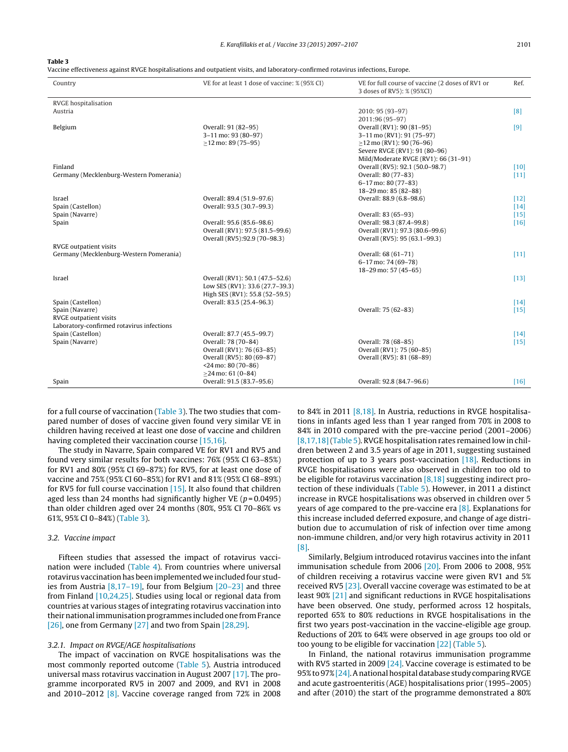**Table 3**
Vaccine effectiveness against RVGE hospitalisations and outpatient visits, and laboratory-confirmed rotavirus infections, Europe.

| Country | VE for at least 1 dose of vaccine: % (95% CI) | VE for full course of vaccine (2 doses of RV1 or 3 doses of RV5): % (95%CI) | Ref. |
|---|---|---|---|
| RVGE hospitalisation | | | |
| Austria | | 2010: 95 (93–97)<br>2011:96 (95–97) | [8] |
| Belgium | Overall: 91 (82–95)<br>3–11 mo: 93 (80–97)<br>≥12 mo: 89 (75–95) | Overall (RV1): 90 (81–95)<br>3–11 mo (RV1): 91 (75–97)<br>≥12 mo (RV1): 90 (76–96)<br>Severe RVGE (RV1): 91 (80–96)<br>Mild/Moderate RVGE (RV1): 66 (31–91) | [9] |
| Finland | | Overall (RV5): 92.1 (50.0–98.7) | [10] |
| Germany (Mecklenburg-Western Pomerania) | | Overall: 80 (77–83)<br>6–17 mo: 80 (77–83)<br>18–29 mo: 85 (82–88) | [11] |
| Israel | Overall: 89.4 (51.9–97.6) | Overall: 88.9 (6.8–98.6) | [12] |
| Spain (Castellon) | Overall: 93.5 (30.7–99.3) | | [14] |
| Spain (Navarre) | | Overall: 83 (65–93) | [15] |
| Spain | Overall: 95.6 (85.6–98.6)<br>Overall (RV1): 97.5 (81.5–99.6)<br>Overall (RV5):92.9 (70–98.3) | Overall: 98.3 (87.4–99.8)<br>Overall (RV1): 97.3 (80.6–99.6)<br>Overall (RV5): 95 (63.1–99.3) | [16] |
| RVGE outpatient visits | | | |
| Germany (Mecklenburg-Western Pomerania) | | Overall: 68 (61–71)<br>6–17 mo: 74 (69–78)<br>18–29 mo: 57 (45–65) | [11] |
| Israel | Overall (RV1): 50.1 (47.5–52.6)<br>Low SES (RV1): 33.6 (27.7–39.3)<br>High SES (RV1): 55.8 (52–59.5) | | [13] |
| Spain (Castellon) | Overall: 83.5 (25.4–96.3) | | [14] |
| Spain (Navarre) | | Overall: 75 (62–83) | [15] |
| RVGE outpatient visits | | | |
| Laboratory-confirmed rotavirus infections | | | |
| Spain (Castellon) | Overall: 87.7 (45.5–99.7) | | [14] |
| Spain (Navarre) | Overall: 78 (70–84)<br>Overall (RV1): 76 (63–85)<br>Overall (RV5): 80 (69–87)<br><24 mo: 80 (70–86)<br>≥24 mo: 61 (0–84) | Overall: 78 (68–85)<br>Overall (RV1): 75 (60–85)<br>Overall (RV5): 81 (68–89) | [15] |
| Spain | Overall: 91.5 (83.7–95.6) | Overall: 92.8 (84.7–96.6) | [16] |

for a full course of vaccination (Table 3). The two studies that compared number of doses of vaccine given found very similar VE in children having received at least one dose of vaccine and children having completed their vaccination course [15,16].

The study in Navarre, Spain compared VE for RV1 and RV5 and found very similar results for both vaccines: 76% (95% CI 63–85%) for RV1 and 80% (95% CI 69–87%) for RV5, for at least one dose of vaccine and 75% (95% CI 60–85%) for RV1 and 81% (95% CI 68–89%) for RV5 for full course vaccination [15]. It also found that children aged less than 24 months had significantly higher VE ($p = 0.0495$) than older children aged over 24 months (80%, 95% CI 70–86% vs 61%, 95% CI 0–84%) (Table 3).

### 3.2. Vaccine impact

Fifteen studies that assessed the impact of rotavirus vaccination were included (Table 4). From countries where universal rotavirus vaccination has been implemented we included four studies from Austria [8,17–19], four from Belgium [20–23] and three from Finland [10,24,25]. Studies using local or regional data from countries at various stages of integrating rotavirus vaccination into their national immunisation programmes included one from France [26], one from Germany [27] and two from Spain [28,29].

#### 3.2.1. Impact on RVGE/AGE hospitalisations

The impact of vaccination on RVGE hospitalisations was the most commonly reported outcome (Table 5). Austria introduced universal mass rotavirus vaccination in August 2007 [17]. The programme incorporated RV5 in 2007 and 2009, and RV1 in 2008 and 2010–2012 [8]. Vaccine coverage ranged from 72% in 2008 to 84% in 2011 [8,18]. In Austria, reductions in RVGE hospitalisations in infants aged less than 1 year ranged from 70% in 2008 to 84% in 2010 compared with the pre-vaccine period (2001–2006) [8,17,18] (Table 5). RVGE hospitalisation rates remained low in children between 2 and 3.5 years of age in 2011, suggesting sustained protection of up to 3 years post-vaccination [18]. Reductions in RVGE hospitalisations were also observed in children too old to be eligible for rotavirus vaccination [8,18] suggesting indirect protection of these individuals (Table 5). However, in 2011 a distinct increase in RVGE hospitalisations was observed in children over 5 years of age compared to the pre-vaccine era [8]. Explanations for this increase included deferred exposure, and change of age distribution due to accumulation of risk of infection over time among non-immune children, and/or very high rotavirus activity in 2011 [8].

Similarly, Belgium introduced rotavirus vaccines into the infant immunisation schedule from 2006 [20]. From 2006 to 2008, 95% of children receiving a rotavirus vaccine were given RV1 and 5% received RV5 [23]. Overall vaccine coverage was estimated to be at least 90% [21] and significant reductions in RVGE hospitalisations have been observed. One study, performed across 12 hospitals, reported 65% to 80% reductions in RVGE hospitalisations in the first two years post-vaccination in the vaccine-eligible age group. Reductions of 20% to 64% were observed in age groups too old or too young to be eligible for vaccination [22] (Table 5).

In Finland, the national rotavirus immunisation programme with RV5 started in 2009 [24]. Vaccine coverage is estimated to be 95% to 97% [24]. A national hospital database study comparing RVGE and acute gastroenteritis (AGE) hospitalisations prior (1995–2005) and after (2010) the start of the programme demonstrated a 80%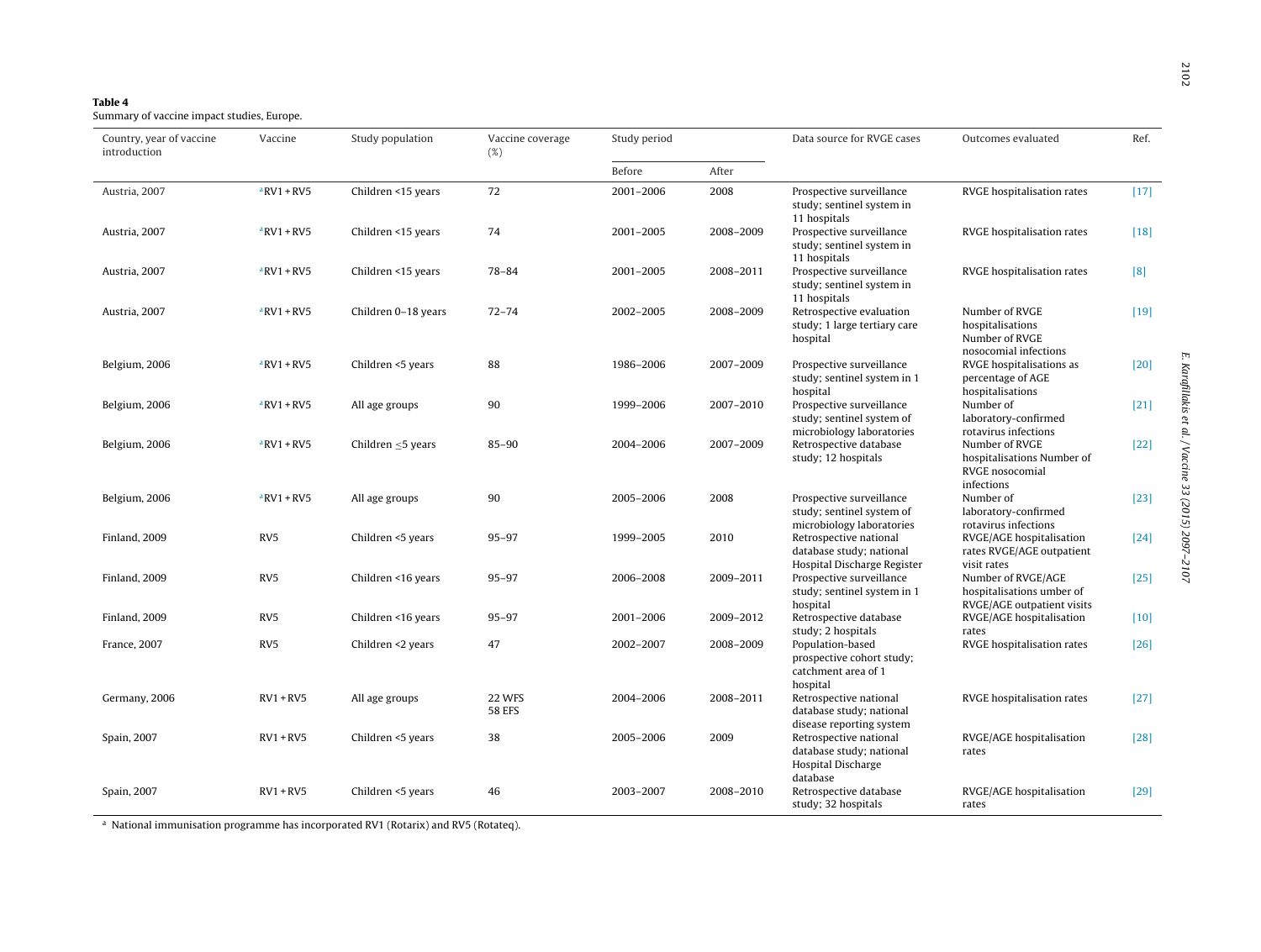**Table 4**
Summary of vaccine impact studies, Europe.

| Country, year of vaccine introduction | Vaccine | Study population | Vaccine coverage (%) | Study period | | Data source for RVGE cases | Outcomes evaluated | Ref. |
|---|---|---|---|---|---|---|---|---|
| | | | | Before | After | | | |
| Austria, 2007 | [a]RV1 + RV5 | Children <15 years | 72 | 2001–2006 | 2008 | Prospective surveillance study; sentinel system in 11 hospitals | RVGE hospitalisation rates | [17] |
| Austria, 2007 | [a]RV1 + RV5 | Children <15 years | 74 | 2001–2005 | 2008–2009 | Prospective surveillance study; sentinel system in 11 hospitals | RVGE hospitalisation rates | [18] |
| Austria, 2007 | [a]RV1 + RV5 | Children <15 years | 78–84 | 2001–2005 | 2008–2011 | Prospective surveillance study; sentinel system in 11 hospitals | RVGE hospitalisation rates | [8] |
| Austria, 2007 | [a]RV1 + RV5 | Children 0–18 years | 72–74 | 2002–2005 | 2008–2009 | Retrospective evaluation study; 1 large tertiary care hospital | Number of RVGE hospitalisations Number of RVGE nosocomial infections | [19] |
| Belgium, 2006 | [a]RV1 + RV5 | Children <5 years | 88 | 1986–2006 | 2007–2009 | Prospective surveillance study; sentinel system in 1 hospital | RVGE hospitalisations as percentage of AGE hospitalisations | [20] |
| Belgium, 2006 | [a]RV1 + RV5 | All age groups | 90 | 1999–2006 | 2007–2010 | Prospective surveillance study; sentinel system of microbiology laboratories | Number of laboratory-confirmed rotavirus infections | [21] |
| Belgium, 2006 | [a]RV1 + RV5 | Children ≤5 years | 85–90 | 2004–2006 | 2007–2009 | Retrospective database study; 12 hospitals | Number of RVGE hospitalisations Number of RVGE nosocomial infections | [22] |
| Belgium, 2006 | [a]RV1 + RV5 | All age groups | 90 | 2005–2006 | 2008 | Prospective surveillance study; sentinel system of microbiology laboratories | Number of laboratory-confirmed rotavirus infections | [23] |
| Finland, 2009 | RV5 | Children <5 years | 95–97 | 1999–2005 | 2010 | Retrospective national database study; national Hospital Discharge Register | RVGE/AGE hospitalisation rates RVGE/AGE outpatient visit rates | [24] |
| Finland, 2009 | RV5 | Children <16 years | 95–97 | 2006–2008 | 2009–2011 | Prospective surveillance study; sentinel system in 1 hospital | Number of RVGE/AGE hospitalisations umber of RVGE/AGE outpatient visits | [25] |
| Finland, 2009 | RV5 | Children <16 years | 95–97 | 2001–2006 | 2009–2012 | Retrospective database study; 2 hospitals | RVGE/AGE hospitalisation rates | [10] |
| France, 2007 | RV5 | Children <2 years | 47 | 2002–2007 | 2008–2009 | Population-based prospective cohort study; catchment area of 1 hospital | RVGE hospitalisation rates | [26] |
| Germany, 2006 | RV1 + RV5 | All age groups | 22 WFS 58 EFS | 2004–2006 | 2008–2011 | Retrospective national database study; national disease reporting system | RVGE hospitalisation rates | [27] |
| Spain, 2007 | RV1 + RV5 | Children <5 years | 38 | 2005–2006 | 2009 | Retrospective national database study; national Hospital Discharge database | RVGE/AGE hospitalisation rates | [28] |
| Spain, 2007 | RV1 + RV5 | Children <5 years | 46 | 2003–2007 | 2008–2010 | Retrospective database study; 32 hospitals | RVGE/AGE hospitalisation rates | [29] |

[a] National immunisation programme has incorporated RV1 (Rotarix) and RV5 (Rotateq).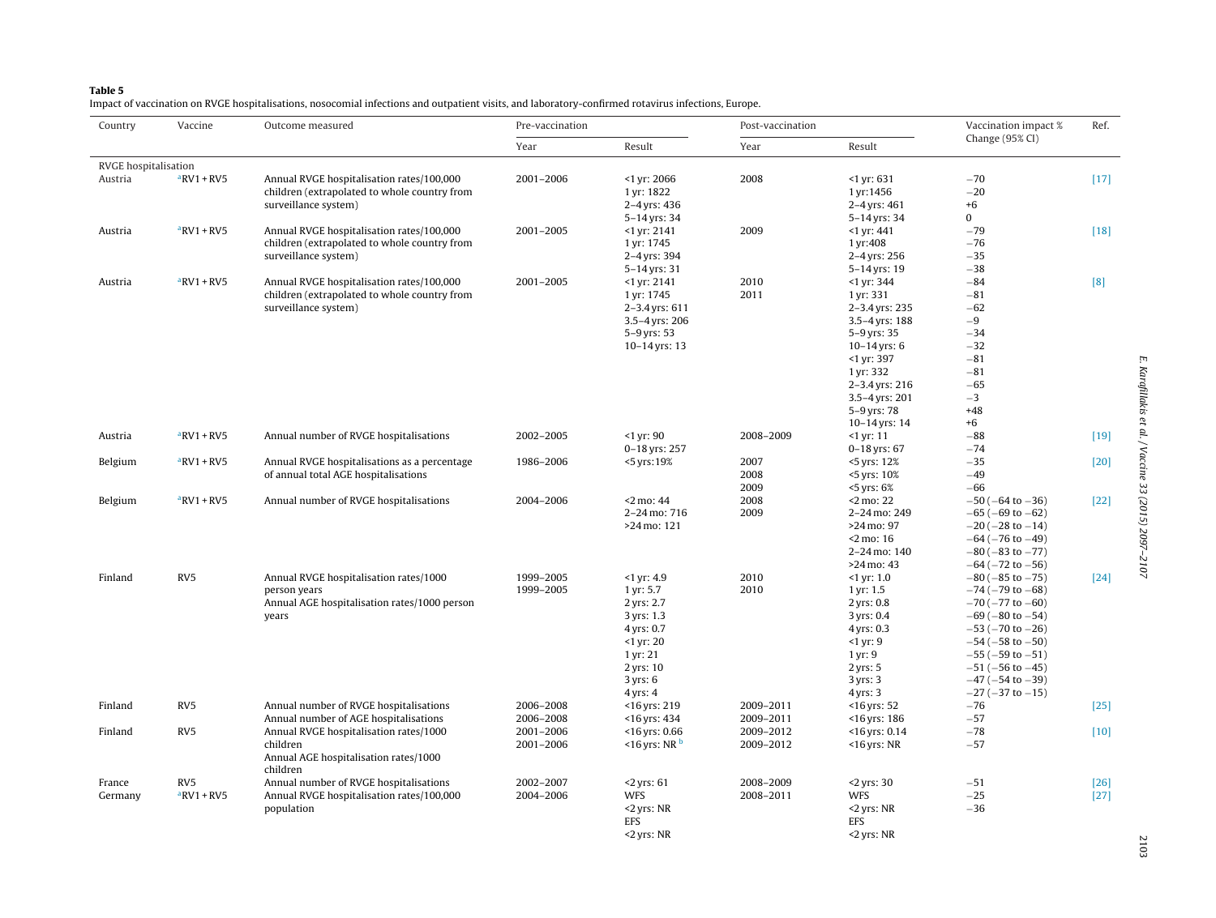**Table 5**
Impact of vaccination on RVGE hospitalisations, nosocomial infections and outpatient visits, and laboratory-confirmed rotavirus infections, Europe.

| Country | Vaccine | Outcome measured | Pre-vaccination | | Post-vaccination | | Vaccination impact % Change (95% CI) | Ref. |
|---|---|---|---|---|---|---|---|---|
| | | | Year | Result | Year | Result | | |
| RVGE hospitalisation | | | | | | | | |
| Austria | [a]RV1 + RV5 | Annual RVGE hospitalisation rates/100,000 children (extrapolated to whole country from surveillance system) | 2001–2006 | <1 yr: 2066<br>1 yr: 1822<br>2–4 yrs: 436<br>5–14 yrs: 34 | 2008 | <1 yr: 631<br>1 yr:1456<br>2–4 yrs: 461<br>5–14 yrs: 34 | −70<br>−20<br>+6<br>0 | [17] |
| Austria | [a]RV1 + RV5 | Annual RVGE hospitalisation rates/100,000 children (extrapolated to whole country from surveillance system) | 2001–2005 | <1 yr: 2141<br>1 yr: 1745<br>2–4 yrs: 394<br>5–14 yrs: 31 | 2009 | <1 yr: 441<br>1 yr:408<br>2–4 yrs: 256<br>5–14 yrs: 19 | −79<br>−76<br>−35<br>−38 | [18] |
| Austria | [a]RV1 + RV5 | Annual RVGE hospitalisation rates/100,000 children (extrapolated to whole country from surveillance system) | 2001–2005 | <1 yr: 2141<br>1 yr: 1745<br>2–3.4 yrs: 611<br>3.5–4 yrs: 206<br>5–9 yrs: 53<br>10–14 yrs: 13 | 2010<br>2011 | <1 yr: 344<br>1 yr: 331<br>2–3.4 yrs: 235<br>3.5–4 yrs: 188<br>5–9 yrs: 35<br>10–14 yrs: 6<br><1 yr: 397<br>1 yr: 332<br>2–3.4 yrs: 216<br>3.5–4 yrs: 201<br>5–9 yrs: 78<br>10–14 yrs: 14 | −84<br>−81<br>−62<br>−9<br>−34<br>−32<br>−81<br>−81<br>−65<br>−3<br>+48<br>+6 | [8] |
| Austria | [a]RV1 + RV5 | Annual number of RVGE hospitalisations | 2002–2005 | <1 yr: 90<br>0–18 yrs: 257 | 2008–2009 | <1 yr: 11<br>0–18 yrs: 67 | −88<br>−74 | [19] |
| Belgium | [a]RV1 + RV5 | Annual RVGE hospitalisations as a percentage of annual total AGE hospitalisations | 1986–2006 | <5 yrs:19% | 2007<br>2008<br>2009 | <5 yrs: 12%<br><5 yrs: 10%<br><5 yrs: 6% | −35<br>−49<br>−66 | [20] |
| Belgium | [a]RV1 + RV5 | Annual number of RVGE hospitalisations | 2004–2006 | <2 mo: 44<br>2–24 mo: 716<br>>24 mo: 121 | 2008<br>2009 | <2 mo: 22<br>2–24 mo: 249<br>>24 mo: 97<br><2 mo: 16<br>2–24 mo: 140<br>>24 mo: 43 | −50 (−64 to −36)<br>−65 (−69 to −62)<br>−20 (−28 to −14)<br>−64 (−76 to −49)<br>−80 (−83 to −77)<br>−64 (−72 to −56) | [22] |
| Finland | RV5 | Annual RVGE hospitalisation rates/1000 person years<br>Annual AGE hospitalisation rates/1000 person years | 1999–2005<br>1999–2005 | <1 yr: 4.9<br>1 yr: 5.7<br>2 yrs: 2.7<br>3 yrs: 1.3<br>4 yrs: 0.7<br><1 yr: 20<br>1 yr: 21<br>2 yrs: 10<br>3 yrs: 6<br>4 yrs: 4 | 2010<br>2010 | <1 yr: 1.0<br>1 yr: 1.5<br>2 yrs: 0.8<br>3 yrs: 0.4<br>4 yrs: 0.3<br><1 yr: 9<br>1 yr: 9<br>2 yrs: 5<br>3 yrs: 3<br>4 yrs: 3 | −80 (−85 to −75)<br>−74 (−79 to −68)<br>−70 (−77 to −60)<br>−69 (−80 to −54)<br>−53 (−70 to −26)<br>−54 (−58 to −50)<br>−55 (−59 to −51)<br>−51 (−56 to −45)<br>−47 (−54 to −39)<br>−27 (−37 to −15) | [24] |
| Finland | RV5 | Annual number of RVGE hospitalisations<br>Annual number of AGE hospitalisations | 2006–2008<br>2006–2008 | <16 yrs: 219<br><16 yrs: 434 | 2009–2011<br>2009–2011 | <16 yrs: 52<br><16 yrs: 186 | −76<br>−57 | [25] |
| Finland | RV5 | Annual RVGE hospitalisation rates/1000 children<br>Annual AGE hospitalisation rates/1000 children | 2001–2006<br>2001–2006 | <16 yrs: 0.66<br><16 yrs: NR [b] | 2009–2012<br>2009–2012 | <16 yrs: 0.14<br><16 yrs: NR | −78<br>−57 | [10] |
| France | RV5 | Annual number of RVGE hospitalisations | 2002–2007 | <2 yrs: 61 | 2008–2009 | <2 yrs: 30 | −51 | [26] |
| Germany | [a]RV1 + RV5 | Annual RVGE hospitalisation rates/100,000 population | 2004–2006 | WFS<br><2 yrs: NR<br>EFS<br><2 yrs: NR | 2008–2011 | WFS<br><2 yrs: NR<br>EFS<br><2 yrs: NR | −25<br>−36 | [27] |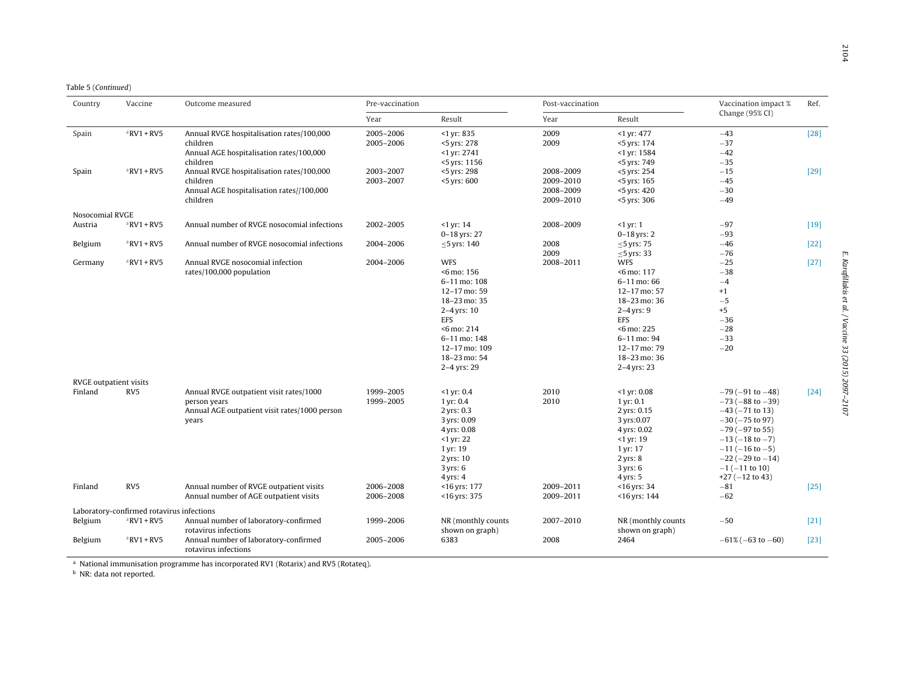Table 5 (*Continued*)

| Country | Vaccine | Outcome measured | Pre-vaccination | | Post-vaccination | | Vaccination impact % Change (95% CI) | Ref. |
|---|---|---|---|---|---|---|---|---|
| | | | Year | Result | Year | Result | | |
| Spain | [a]RV1 + RV5 | Annual RVGE hospitalisation rates/100,000 children | 2005–2006 | <1 yr: 835 | 2009 | <1 yr: 477 | −43 | [28] |
| | | | 2005–2006 | <5 yrs: 278 | 2009 | <5 yrs: 174 | −37 | |
| | | Annual AGE hospitalisation rates/100,000 children | | <1 yr: 2741 | | <1 yr: 1584 | −42 | |
| | | | | <5 yrs: 1156 | | <5 yrs: 749 | −35 | |
| Spain | [a]RV1 + RV5 | Annual RVGE hospitalisation rates/100,000 children | 2003–2007 | <5 yrs: 298 | 2008–2009 | <5 yrs: 254 | −15 | [29] |
| | | | 2003–2007 | <5 yrs: 600 | 2009–2010 | <5 yrs: 165 | −45 | |
| | | Annual AGE hospitalisation rates//100,000 children | | | 2008–2009 | <5 yrs: 420 | −30 | |
| | | | | | 2009–2010 | <5 yrs: 306 | −49 | |
| Nosocomial RVGE | | | | | | | | |
| Austria | [a]RV1 + RV5 | Annual number of RVGE nosocomial infections | 2002–2005 | <1 yr: 14 | 2008–2009 | <1 yr: 1 | −97 | [19] |
| | | | | 0–18 yrs: 27 | | 0–18 yrs: 2 | −93 | |
| Belgium | [a]RV1 + RV5 | Annual number of RVGE nosocomial infections | 2004–2006 | ≤5 yrs: 140 | 2008 | ≤5 yrs: 75 | −46 | [22] |
| | | | | | 2009 | ≤5 yrs: 33 | −76 | |
| Germany | [a]RV1 + RV5 | Annual RVGE nosocomial infection rates/100,000 population | 2004–2006 | WFS | 2008–2011 | WFS | −25 | [27] |
| | | | | <6 mo: 156 | | <6 mo: 117 | −38 | |
| | | | | 6–11 mo: 108 | | 6–11 mo: 66 | −4 | |
| | | | | 12–17 mo: 59 | | 12–17 mo: 57 | +1 | |
| | | | | 18–23 mo: 35 | | 18–23 mo: 36 | −5 | |
| | | | | 2–4 yrs: 10 | | 2–4 yrs: 9 | +5 | |
| | | | | EFS | | EFS | −36 | |
| | | | | <6 mo: 214 | | <6 mo: 225 | −28 | |
| | | | | 6–11 mo: 148 | | 6–11 mo: 94 | −33 | |
| | | | | 12–17 mo: 109 | | 12–17 mo: 79 | −20 | |
| | | | | 18–23 mo: 54 | | 18–23 mo: 36 | | |
| | | | | 2–4 yrs: 29 | | 2–4 yrs: 23 | | |
| RVGE outpatient visits | | | | | | | | |
| Finland | RV5 | Annual RVGE outpatient visit rates/1000 person years | 1999–2005 | <1 yr: 0.4 | 2010 | <1 yr: 0.08 | −79 (−91 to −48) | [24] |
| | | | 1999–2005 | 1 yr: 0.4 | 2010 | 1 yr: 0.1 | −73 (−88 to −39) | |
| | | Annual AGE outpatient visit rates/1000 person years | | 2 yrs: 0.3 | | 2 yrs: 0.15 | −43 (−71 to 13) | |
| | | | | 3 yrs: 0.09 | | 3 yrs:0.07 | −30 (−75 to 97) | |
| | | | | 4 yrs: 0.08 | | 4 yrs: 0.02 | −79 (−97 to 55) | |
| | | | | <1 yr: 22 | | <1 yr: 19 | −13 (−18 to −7) | |
| | | | | 1 yr: 19 | | 1 yr: 17 | −11 (−16 to −5) | |
| | | | | 2 yrs: 10 | | 2 yrs: 8 | −22 (−29 to −14) | |
| | | | | 3 yrs: 6 | | 3 yrs: 6 | −1 (−11 to 10) | |
| | | | | 4 yrs: 4 | | 4 yrs: 5 | +27 (−12 to 43) | |
| Finland | RV5 | Annual number of RVGE outpatient visits | 2006–2008 | <16 yrs: 177 | 2009–2011 | <16 yrs: 34 | −81 | [25] |
| | | Annual number of AGE outpatient visits | 2006–2008 | <16 yrs: 375 | 2009–2011 | <16 yrs: 144 | −62 | |
| Laboratory-confirmed rotavirus infections | | | | | | | | |
| Belgium | [a]RV1 + RV5 | Annual number of laboratory-confirmed rotavirus infections | 1999–2006 | NR (monthly counts shown on graph) | 2007–2010 | NR (monthly counts shown on graph) | −50 | [21] |
| Belgium | [a]RV1 + RV5 | Annual number of laboratory-confirmed rotavirus infections | 2005–2006 | 6383 | 2008 | 2464 | −61% (−63 to −60) | [23] |

[a] National immunisation programme has incorporated RV1 (Rotarix) and RV5 (Rotateq).

[b] NR: data not reported.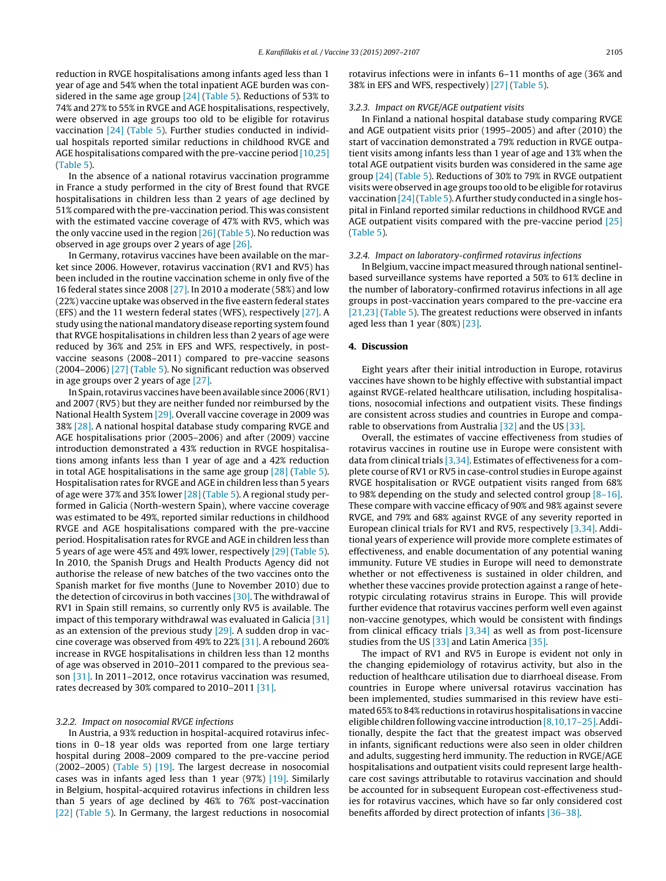reduction in RVGE hospitalisations among infants aged less than 1 year of age and 54% when the total inpatient AGE burden was considered in the same age group [24] (Table 5). Reductions of 53% to 74% and 27% to 55% in RVGE and AGE hospitalisations, respectively, were observed in age groups too old to be eligible for rotavirus vaccination [24] (Table 5). Further studies conducted in individual hospitals reported similar reductions in childhood RVGE and AGE hospitalisations compared with the pre-vaccine period [10,25] (Table 5).

In the absence of a national rotavirus vaccination programme in France a study performed in the city of Brest found that RVGE hospitalisations in children less than 2 years of age declined by 51% compared with the pre-vaccination period. This was consistent with the estimated vaccine coverage of 47% with RV5, which was the only vaccine used in the region [26] (Table 5). No reduction was observed in age groups over 2 years of age [26].

In Germany, rotavirus vaccines have been available on the market since 2006. However, rotavirus vaccination (RV1 and RV5) has been included in the routine vaccination scheme in only five of the 16 federal states since 2008 [27]. In 2010 a moderate (58%) and low (22%) vaccine uptake was observed in the five eastern federal states (EFS) and the 11 western federal states (WFS), respectively [27]. A study using the national mandatory disease reporting system found that RVGE hospitalisations in children less than 2 years of age were reduced by 36% and 25% in EFS and WFS, respectively, in post-vaccine seasons (2008–2011) compared to pre-vaccine seasons (2004–2006) [27] (Table 5). No significant reduction was observed in age groups over 2 years of age [27].

In Spain, rotavirus vaccines have been available since 2006 (RV1) and 2007 (RV5) but they are neither funded nor reimbursed by the National Health System [29]. Overall vaccine coverage in 2009 was 38% [28]. A national hospital database study comparing RVGE and AGE hospitalisations prior (2005–2006) and after (2009) vaccine introduction demonstrated a 43% reduction in RVGE hospitalisations among infants less than 1 year of age and a 42% reduction in total AGE hospitalisations in the same age group [28] (Table 5). Hospitalisation rates for RVGE and AGE in children less than 5 years of age were 37% and 35% lower [28] (Table 5). A regional study performed in Galicia (North-western Spain), where vaccine coverage was estimated to be 49%, reported similar reductions in childhood RVGE and AGE hospitalisations compared with the pre-vaccine period. Hospitalisation rates for RVGE and AGE in children less than 5 years of age were 45% and 49% lower, respectively [29] (Table 5). In 2010, the Spanish Drugs and Health Products Agency did not authorise the release of new batches of the two vaccines onto the Spanish market for five months (June to November 2010) due to the detection of circovirus in both vaccines [30]. The withdrawal of RV1 in Spain still remains, so currently only RV5 is available. The impact of this temporary withdrawal was evaluated in Galicia [31] as an extension of the previous study [29]. A sudden drop in vaccine coverage was observed from 49% to 22% [31]. A rebound 260% increase in RVGE hospitalisations in children less than 12 months of age was observed in 2010–2011 compared to the previous season [31]. In 2011–2012, once rotavirus vaccination was resumed, rates decreased by 30% compared to 2010–2011 [31].

#### 3.2.2. Impact on nosocomial RVGE infections

In Austria, a 93% reduction in hospital-acquired rotavirus infections in 0–18 year olds was reported from one large tertiary hospital during 2008–2009 compared to the pre-vaccine period (2002–2005) (Table 5) [19]. The largest decrease in nosocomial cases was in infants aged less than 1 year (97%) [19]. Similarly in Belgium, hospital-acquired rotavirus infections in children less than 5 years of age declined by 46% to 76% post-vaccination [22] (Table 5). In Germany, the largest reductions in nosocomial rotavirus infections were in infants 6–11 months of age (36% and 38% in EFS and WFS, respectively) [27] (Table 5).

#### 3.2.3. Impact on RVGE/AGE outpatient visits

In Finland a national hospital database study comparing RVGE and AGE outpatient visits prior (1995–2005) and after (2010) the start of vaccination demonstrated a 79% reduction in RVGE outpatient visits among infants less than 1 year of age and 13% when the total AGE outpatient visits burden was considered in the same age group [24] (Table 5). Reductions of 30% to 79% in RVGE outpatient visits were observed in age groups too old to be eligible for rotavirus vaccination [24] (Table 5). A further study conducted in a single hospital in Finland reported similar reductions in childhood RVGE and AGE outpatient visits compared with the pre-vaccine period [25] (Table 5).

#### 3.2.4. Impact on laboratory-confirmed rotavirus infections

In Belgium, vaccine impact measured through national sentinel-based surveillance systems have reported a 50% to 61% decline in the number of laboratory-confirmed rotavirus infections in all age groups in post-vaccination years compared to the pre-vaccine era [21,23] (Table 5). The greatest reductions were observed in infants aged less than 1 year (80%) [23].

## 4. Discussion

Eight years after their initial introduction in Europe, rotavirus vaccines have shown to be highly effective with substantial impact against RVGE-related healthcare utilisation, including hospitalisations, nosocomial infections and outpatient visits. These findings are consistent across studies and countries in Europe and comparable to observations from Australia [32] and the US [33].

Overall, the estimates of vaccine effectiveness from studies of rotavirus vaccines in routine use in Europe were consistent with data from clinical trials [3,34]. Estimates of effectiveness for a complete course of RV1 or RV5 in case-control studies in Europe against RVGE hospitalisation or RVGE outpatient visits ranged from 68% to 98% depending on the study and selected control group [8–16]. These compare with vaccine efficacy of 90% and 98% against severe RVGE, and 79% and 68% against RVGE of any severity reported in European clinical trials for RV1 and RV5, respectively [3,34]. Additional years of experience will provide more complete estimates of effectiveness, and enable documentation of any potential waning immunity. Future VE studies in Europe will need to demonstrate whether or not effectiveness is sustained in older children, and whether these vaccines provide protection against a range of heterotypic circulating rotavirus strains in Europe. This will provide further evidence that rotavirus vaccines perform well even against non-vaccine genotypes, which would be consistent with findings from clinical efficacy trials [3,34] as well as from post-licensure studies from the US [33] and Latin America [35].

The impact of RV1 and RV5 in Europe is evident not only in the changing epidemiology of rotavirus activity, but also in the reduction of healthcare utilisation due to diarrhoeal disease. From countries in Europe where universal rotavirus vaccination has been implemented, studies summarised in this review have estimated 65% to 84% reductions in rotavirus hospitalisations in vaccine eligible children following vaccine introduction [8,10,17–25]. Additionally, despite the fact that the greatest impact was observed in infants, significant reductions were also seen in older children and adults, suggesting herd immunity. The reduction in RVGE/AGE hospitalisations and outpatient visits could represent large healthcare cost savings attributable to rotavirus vaccination and should be accounted for in subsequent European cost-effectiveness studies for rotavirus vaccines, which have so far only considered cost benefits afforded by direct protection of infants [36–38].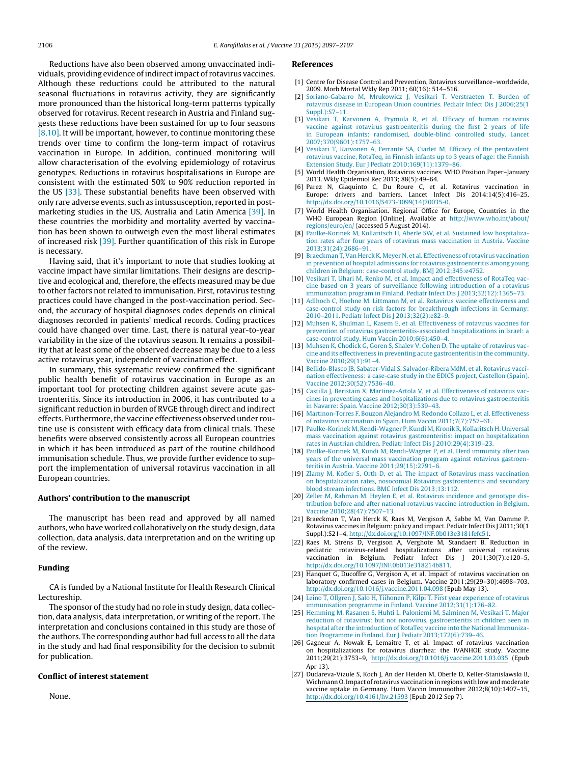Reductions have also been observed among unvaccinated individuals, providing evidence of indirect impact of rotavirus vaccines. Although these reductions could be attributed to the natural seasonal fluctuations in rotavirus activity, they are significantly more pronounced than the historical long-term patterns typically observed for rotavirus. Recent research in Austria and Finland suggests these reductions have been sustained for up to four seasons [8,10]. It will be important, however, to continue monitoring these trends over time to confirm the long-term impact of rotavirus vaccination in Europe. In addition, continued monitoring will allow characterisation of the evolving epidemiology of rotavirus genotypes. Reductions in rotavirus hospitalisations in Europe are consistent with the estimated 50% to 90% reduction reported in the US [33]. These substantial benefits have been observed with only rare adverse events, such as intussusception, reported in post-marketing studies in the US, Australia and Latin America [39]. In these countries the morbidity and mortality averted by vaccination has been shown to outweigh even the most liberal estimates of increased risk [39]. Further quantification of this risk in Europe is necessary.

Having said, that it's important to note that studies looking at vaccine impact have similar limitations. Their designs are descriptive and ecological and, therefore, the effects measured may be due to other factors not related to immunisation. First, rotavirus testing practices could have changed in the post-vaccination period. Second, the accuracy of hospital diagnoses codes depends on clinical diagnoses recorded in patients' medical records. Coding practices could have changed over time. Last, there is natural year-to-year variability in the size of the rotavirus season. It remains a possibility that at least some of the observed decrease may be due to a less active rotavirus year, independent of vaccination effect.

In summary, this systematic review confirmed the significant public health benefit of rotavirus vaccination in Europe as an important tool for protecting children against severe acute gastroenteritis. Since its introduction in 2006, it has contributed to a significant reduction in burden of RVGE through direct and indirect effects. Furthermore, the vaccine effectiveness observed under routine use is consistent with efficacy data from clinical trials. These benefits were observed consistently across all European countries in which it has been introduced as part of the routine childhood immunisation schedule. Thus, we provide further evidence to support the implementation of universal rotavirus vaccination in all European countries.

## Authors' contribution to the manuscript

The manuscript has been read and approved by all named authors, who have worked collaboratively on the study design, data collection, data analysis, data interpretation and on the writing up of the review.

## Funding

CA is funded by a National Institute for Health Research Clinical Lectureship.

The sponsor of the study had no role in study design, data collection, data analysis, data interpretation, or writing of the report. The interpretation and conclusions contained in this study are those of the authors. The corresponding author had full access to all the data in the study and had final responsibility for the decision to submit for publication.

## Conflict of interest statement

None.

## References

[1] Centre for Disease Control and Prevention, Rotavirus surveillance–worldwide, 2009. Morb Mortal Wkly Rep 2011; 60(16): 514–516.

[2] Soriano-Gabarro M, Mrukowicz J, Vesikari T, Verstraeten T. Burden of rotavirus disease in European Union countries. Pediatr Infect Dis J 2006;25(1 Suppl.):S7–11.

[3] Vesikari T, Karvonen A, Prymula R, et al. Efficacy of human rotavirus vaccine against rotavirus gastroenteritis during the first 2 years of life in European infants: randomised, double-blind controlled study. Lancet 2007;370(9601):1757–63.

[4] Vesikari T, Karvonen A, Ferrante SA, Ciarlet M. Efficacy of the pentavalent rotavirus vaccine, RotaTeq, in Finnish infants up to 3 years of age: the Finnish Extension Study. Eur J Pediatr 2010;169(11):1379–86.

[5] World Health Organisation, Rotavirus vaccines. WHO Position Paper–January 2013. Wkly Epidemiol Rec 2013; 88(5):49–64.

[6] Parez N, Giaquinto C, Du Roure C, et al. Rotavirus vaccination in Europe: drivers and barriers. Lancet Infect Dis 2014;14(5):416–25, http://dx.doi.org/10.1016/S473-3099(14)70035-0.

[7] World Health Organisation. Regional Office for Europe, Countries in the WHO European Region [Online]. Available at http://www.who.int/about/regions/euro/en/ (accessed 5 August 2014).

[8] Paulke-Korinek M, Kollaritsch H, Aberle SW, et al. Sustained low hospitalization rates after four years of rotavirus mass vaccination in Austria. Vaccine 2013;31(24):2686–91.

[9] Braeckman T, Van Herck K, Meyer N, et al. Effectiveness of rotavirus vaccination in prevention of hospital admissions for rotavirus gastroenteritis among young children in Belgium: case-control study. BMJ 2012;345:e4752.

[10] Vesikari T, Uhari M, Renko M, et al. Impact and effectiveness of RotaTeq vaccine based on 3 years of surveillance following introduction of a rotavirus immunization program in Finland. Pediatr Infect Dis J 2013;32(12):1365–73.

[11] Adlhoch C, Hoehne M, Littmann M, et al. Rotavirus vaccine effectiveness and case-control study on risk factors for breakthrough infections in Germany: 2010–2011. Pediatr Infect Dis J 2013;32(2):e82–9.

[12] Muhsen K, Shulman L, Kasem E, et al. Effectiveness of rotavirus vaccines for prevention of rotavirus gastroenteritis-associated hospitalizations in Israel: a case-control study. Hum Vaccin 2010;6(6):450–4.

[13] Muhsen K, Chodick G, Goren S, Shalev V, Cohen D. The uptake of rotavirus vaccine and its effectiveness in preventing acute gastroenteritis in the community. Vaccine 2010;29(1):91–4.

[14] Bellido-Blasco JB, Sabater-Vidal S, Salvador-Ribera MdM, et al. Rotavirus vaccination effectiveness: a case-case study in the EDICS project, Castellon (Spain). Vaccine 2012;30(52):7536–40.

[15] Castilla J, Beristain X, Martinez-Artola V, et al. Effectiveness of rotavirus vaccines in preventing cases and hospitalizations due to rotavirus gastroenteritis in Navarre: Spain. Vaccine 2012;30(3):539–43.

[16] Martinon-Torres F, Bouzon Alejandro M, Redondo Collazo L, et al. Effectiveness of rotavirus vaccination in Spain. Hum Vaccin 2011;7(7):757–61.

[17] Paulke-Korinek M, Rendi-Wagner P, Kundi M, Kronik R, Kollaritsch H. Universal mass vaccination against rotavirus gastroenteritis: impact on hospitalization rates in Austrian children. Pediatr Infect Dis J 2010;29(4):319–23.

[18] Paulke-Korinek M, Kundi M, Rendi-Wagner P, et al. Herd immunity after two years of the universal mass vaccination program against rotavirus gastroenteritis in Austria. Vaccine 2011;29(15):2791–6.

[19] Zlamy M, Kofler S, Orth D, et al. The impact of Rotavirus mass vaccination on hospitalization rates, nosocomial Rotavirus gastroenteritis and secondary blood stream infections. BMC Infect Dis 2013;13:112.

[20] Zeller M, Rahman M, Heylen E, et al. Rotavirus incidence and genotype distribution before and after national rotavirus vaccine introduction in Belgium. Vaccine 2010;28(47):7507–13.

[21] Braeckman T, Van Herck K, Raes M, Vergison A, Sabbe M, Van Damme P. Rotavirus vaccines in Belgium: policy and impact. Pediatr Infect Dis J 2011;30(1 Suppl.):S21–4, http://dx.doi.org/10.1097/INF.0b013e3181fefc51.

[22] Raes M, Strens D, Vergison A, Verghote M, Standaert B. Reduction in pediatric rotavirus-related hospitalizations after universal rotavirus vaccination in Belgium. Pediatr Infect Dis J 2011;30(7):e120–5, http://dx.doi.org/10.1097/INF.0b013e318214b811.

[23] Hanquet G, Ducoffre G, Vergison A, et al. Impact of rotavirus vaccination on laboratory confirmed cases in Belgium. Vaccine 2011;29(29–30):4698–703, http://dx.doi.org/10.1016/j.vaccine.2011.04.098 (Epub May 13).

[24] Leino T, Ollgren J, Salo H, Tiihonen P, Kilpi T. First year experience of rotavirus immunisation programme in Finland. Vaccine 2012;31(1):176–82.

[25] Hemming M, Rasanen S, Huhti L, Paloniemi M, Salminen M, Vesikari T. Major reduction of rotavirus: but not norovirus, gastroenteritis in children seen in hospital after the introduction of RotaTeq vaccine into the National Immunization Programme in Finland. Eur J Pediatr 2013;172(6):739–46.

[26] Gagneur A, Nowak E, Lemaitre T, et al. Impact of rotavirus vaccination on hospitalizations for rotavirus diarrhea: the IVANHOE study. Vaccine 2011;29(21):3753–9, http://dx.doi.org/10.1016/j.vaccine.2011.03.035 (Epub Apr 13).

[27] Dudareva-Vizule S, Koch J, An der Heiden M, Oberle D, Keller-Stanislawski B, Wichmann O. Impact of rotavirus vaccination in regions with low and moderate vaccine uptake in Germany. Hum Vaccin Immunother 2012;8(10):1407–15, http://dx.doi.org/10.4161/hv.21593 (Epub 2012 Sep 7).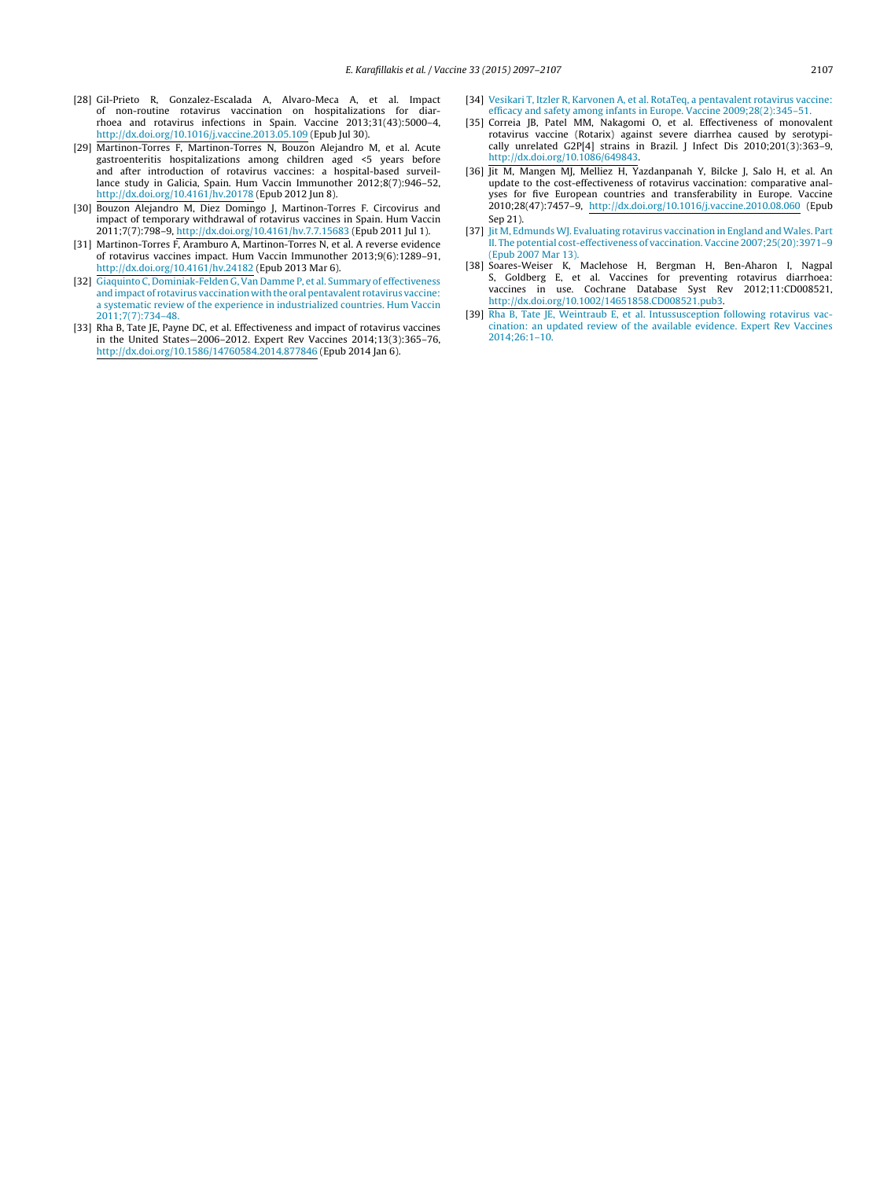[28] Gil-Prieto R, Gonzalez-Escalada A, Alvaro-Meca A, et al. Impact of non-routine rotavirus vaccination on hospitalizations for diarrhoea and rotavirus infections in Spain. Vaccine 2013;31(43):5000–4, http://dx.doi.org/10.1016/j.vaccine.2013.05.109 (Epub Jul 30).

[29] Martinon-Torres F, Martinon-Torres N, Bouzon Alejandro M, et al. Acute gastroenteritis hospitalizations among children aged <5 years before and after introduction of rotavirus vaccines: a hospital-based surveillance study in Galicia, Spain. Hum Vaccin Immunother 2012;8(7):946–52, http://dx.doi.org/10.4161/hv.20178 (Epub 2012 Jun 8).

[30] Bouzon Alejandro M, Diez Domingo J, Martinon-Torres F. Circovirus and impact of temporary withdrawal of rotavirus vaccines in Spain. Hum Vaccin 2011;7(7):798–9, http://dx.doi.org/10.4161/hv.7.7.15683 (Epub 2011 Jul 1).

[31] Martinon-Torres F, Aramburo A, Martinon-Torres N, et al. A reverse evidence of rotavirus vaccines impact. Hum Vaccin Immunother 2013;9(6):1289–91, http://dx.doi.org/10.4161/hv.24182 (Epub 2013 Mar 6).

[32] Giaquinto C, Dominiak-Felden G, Van Damme P, et al. Summary of effectiveness and impact of rotavirus vaccination with the oral pentavalent rotavirus vaccine: a systematic review of the experience in industrialized countries. Hum Vaccin 2011;7(7):734–48.

[33] Rha B, Tate JE, Payne DC, et al. Effectiveness and impact of rotavirus vaccines in the United States—2006–2012. Expert Rev Vaccines 2014;13(3):365–76, http://dx.doi.org/10.1586/14760584.2014.877846 (Epub 2014 Jan 6).

[34] Vesikari T, Itzler R, Karvonen A, et al. RotaTeq, a pentavalent rotavirus vaccine: efficacy and safety among infants in Europe. Vaccine 2009;28(2):345–51.

[35] Correia JB, Patel MM, Nakagomi O, et al. Effectiveness of monovalent rotavirus vaccine (Rotarix) against severe diarrhea caused by serotypically unrelated G2P[4] strains in Brazil. J Infect Dis 2010;201(3):363–9, http://dx.doi.org/10.1086/649843.

[36] Jit M, Mangen MJ, Melliez H, Yazdanpanah Y, Bilcke J, Salo H, et al. An update to the cost-effectiveness of rotavirus vaccination: comparative analyses for five European countries and transferability in Europe. Vaccine 2010;28(47):7457–9, http://dx.doi.org/10.1016/j.vaccine.2010.08.060 (Epub Sep 21).

[37] Jit M, Edmunds WJ. Evaluating rotavirus vaccination in England and Wales. Part II. The potential cost-effectiveness of vaccination. Vaccine 2007;25(20):3971–9 (Epub 2007 Mar 13).

[38] Soares-Weiser K, Maclehose H, Bergman H, Ben-Aharon I, Nagpal S, Goldberg E, et al. Vaccines for preventing rotavirus diarrhoea: vaccines in use. Cochrane Database Syst Rev 2012;11:CD008521, http://dx.doi.org/10.1002/14651858.CD008521.pub3.

[39] Rha B, Tate JE, Weintraub E, et al. Intussusception following rotavirus vaccination: an updated review of the available evidence. Expert Rev Vaccines 2014;26:1–10.